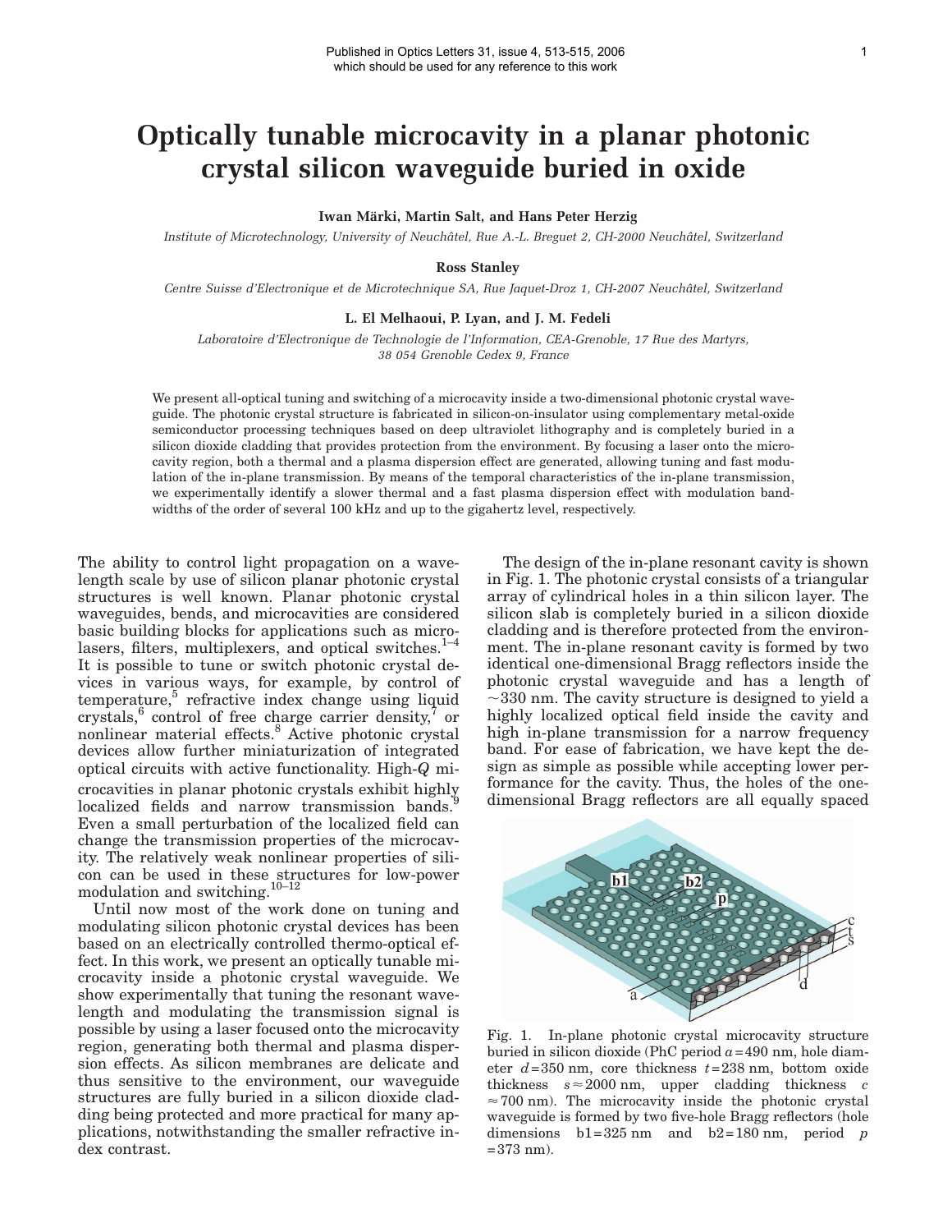Published in Optics Letters 31, issue 4, 513-515, 2006
which should be used for any reference to this work

# Optically tunable microcavity in a planar photonic crystal silicon waveguide buried in oxide

**Iwan Märki, Martin Salt, and Hans Peter Herzig**

*Institute of Microtechnology, University of Neuchâtel, Rue A.-L. Breguet 2, CH-2000 Neuchâtel, Switzerland*

**Ross Stanley**

*Centre Suisse d'Electronique et de Microtechnique SA, Rue Jaquet-Droz 1, CH-2007 Neuchâtel, Switzerland*

**L. El Melhaoui, P. Lyan, and J. M. Fedeli**

*Laboratoire d'Electronique de Technologie de l'Information, CEA-Grenoble, 17 Rue des Martyrs, 38 054 Grenoble Cedex 9, France*

We present all-optical tuning and switching of a microcavity inside a two-dimensional photonic crystal waveguide. The photonic crystal structure is fabricated in silicon-on-insulator using complementary metal-oxide semiconductor processing techniques based on deep ultraviolet lithography and is completely buried in a silicon dioxide cladding that provides protection from the environment. By focusing a laser onto the microcavity region, both a thermal and a plasma dispersion effect are generated, allowing tuning and fast modulation of the in-plane transmission. By means of the temporal characteristics of the in-plane transmission, we experimentally identify a slower thermal and a fast plasma dispersion effect with modulation bandwidths of the order of several 100 kHz and up to the gigahertz level, respectively.

The ability to control light propagation on a wavelength scale by use of silicon planar photonic crystal structures is well known. Planar photonic crystal waveguides, bends, and microcavities are considered basic building blocks for applications such as microlasers, filters, multiplexers, and optical switches.[1–4] It is possible to tune or switch photonic crystal devices in various ways, for example, by control of temperature,[5] refractive index change using liquid crystals,[6] control of free charge carrier density,[7] or nonlinear material effects.[8] Active photonic crystal devices allow further miniaturization of integrated optical circuits with active functionality. High-$Q$ microcavities in planar photonic crystals exhibit highly localized fields and narrow transmission bands.[9] Even a small perturbation of the localized field can change the transmission properties of the microcavity. The relatively weak nonlinear properties of silicon can be used in these structures for low-power modulation and switching.[10–12]

Until now most of the work done on tuning and modulating silicon photonic crystal devices has been based on an electrically controlled thermo-optical effect. In this work, we present an optically tunable microcavity inside a photonic crystal waveguide. We show experimentally that tuning the resonant wavelength and modulating the transmission signal is possible by using a laser focused onto the microcavity region, generating both thermal and plasma dispersion effects. As silicon membranes are delicate and thus sensitive to the environment, our waveguide structures are fully buried in a silicon dioxide cladding being protected and more practical for many applications, notwithstanding the smaller refractive index contrast.

The design of the in-plane resonant cavity is shown in Fig. 1. The photonic crystal consists of a triangular array of cylindrical holes in a thin silicon layer. The silicon slab is completely buried in a silicon dioxide cladding and is therefore protected from the environment. The in-plane resonant cavity is formed by two identical one-dimensional Bragg reflectors inside the photonic crystal waveguide and has a length of $\sim$330 nm. The cavity structure is designed to yield a highly localized optical field inside the cavity and high in-plane transmission for a narrow frequency band. For ease of fabrication, we have kept the design as simple as possible while accepting lower performance for the cavity. Thus, the holes of the one-dimensional Bragg reflectors are all equally spaced

Fig. 1. In-plane photonic crystal microcavity structure buried in silicon dioxide (PhC period $a=490$ nm, hole diameter $d=350$ nm, core thickness $t=238$ nm, bottom oxide thickness $s\approx 2000$ nm, upper cladding thickness $c\approx 700$ nm). The microcavity inside the photonic crystal waveguide is formed by two five-hole Bragg reflectors (hole dimensions b1=325 nm and b2=180 nm, period $p=373$ nm).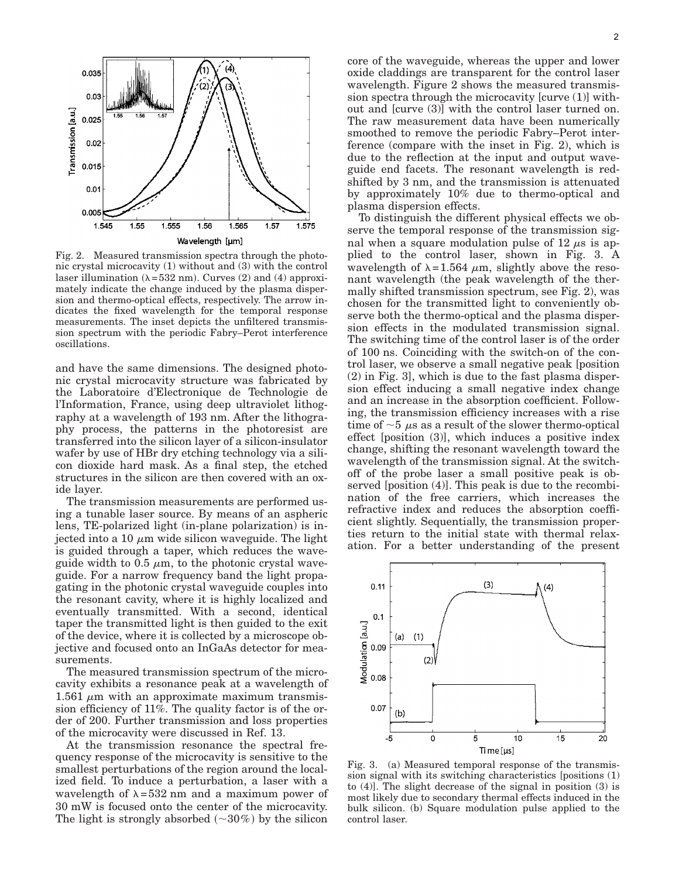Fig. 2. Measured transmission spectra through the photonic crystal microcavity (1) without and (3) with the control laser illumination ($\lambda = 532$ nm). Curves (2) and (4) approximately indicate the change induced by the plasma dispersion and thermo-optical effects, respectively. The arrow indicates the fixed wavelength for the temporal response measurements. The inset depicts the unfiltered transmission spectrum with the periodic Fabry–Perot interference oscillations.

and have the same dimensions. The designed photonic crystal microcavity structure was fabricated by the Laboratoire d'Electronique de Technologie de l'Information, France, using deep ultraviolet lithography at a wavelength of 193 nm. After the lithography process, the patterns in the photoresist are transferred into the silicon layer of a silicon-insulator wafer by use of HBr dry etching technology via a silicon dioxide hard mask. As a final step, the etched structures in the silicon are then covered with an oxide layer.

The transmission measurements are performed using a tunable laser source. By means of an aspheric lens, TE-polarized light (in-plane polarization) is injected into a 10 $\mu$m wide silicon waveguide. The light is guided through a taper, which reduces the waveguide width to 0.5 $\mu$m, to the photonic crystal waveguide. For a narrow frequency band the light propagating in the photonic crystal waveguide couples into the resonant cavity, where it is highly localized and eventually transmitted. With a second, identical taper the transmitted light is then guided to the exit of the device, where it is collected by a microscope objective and focused onto an InGaAs detector for measurements.

The measured transmission spectrum of the microcavity exhibits a resonance peak at a wavelength of 1.561 $\mu$m with an approximate maximum transmission efficiency of 11%. The quality factor is of the order of 200. Further transmission and loss properties of the microcavity were discussed in Ref. 13.

At the transmission resonance the spectral frequency response of the microcavity is sensitive to the smallest perturbations of the region around the localized field. To induce a perturbation, a laser with a wavelength of $\lambda = 532$ nm and a maximum power of 30 mW is focused onto the center of the microcavity. The light is strongly absorbed ($\sim 30\%$) by the silicon core of the waveguide, whereas the upper and lower oxide claddings are transparent for the control laser wavelength. Figure 2 shows the measured transmission spectra through the microcavity [curve (1)] without and [curve (3)] with the control laser turned on. The raw measurement data have been numerically smoothed to remove the periodic Fabry–Perot interference (compare with the inset in Fig. 2), which is due to the reflection at the input and output waveguide end facets. The resonant wavelength is redshifted by 3 nm, and the transmission is attenuated by approximately 10% due to thermo-optical and plasma dispersion effects.

To distinguish the different physical effects we observe the temporal response of the transmission signal when a square modulation pulse of 12 $\mu$s is applied to the control laser, shown in Fig. 3. A wavelength of $\lambda = 1.564$ $\mu$m, slightly above the resonant wavelength (the peak wavelength of the thermally shifted transmission spectrum, see Fig. 2), was chosen for the transmitted light to conveniently observe both the thermo-optical and the plasma dispersion effects in the modulated transmission signal. The switching time of the control laser is of the order of 100 ns. Coinciding with the switch-on of the control laser, we observe a small negative peak [position (2) in Fig. 3], which is due to the fast plasma dispersion effect inducing a small negative index change and an increase in the absorption coefficient. Following, the transmission efficiency increases with a rise time of $\sim 5$ $\mu$s as a result of the slower thermo-optical effect [position (3)], which induces a positive index change, shifting the resonant wavelength toward the wavelength of the transmission signal. At the switch-off of the probe laser a small positive peak is observed [position (4)]. This peak is due to the recombination of the free carriers, which increases the refractive index and reduces the absorption coefficient slightly. Sequentially, the transmission properties return to the initial state with thermal relaxation. For a better understanding of the present

Fig. 3. (a) Measured temporal response of the transmission signal with its switching characteristics [positions (1) to (4)]. The slight decrease of the signal in position (3) is most likely due to secondary thermal effects induced in the bulk silicon. (b) Square modulation pulse applied to the control laser.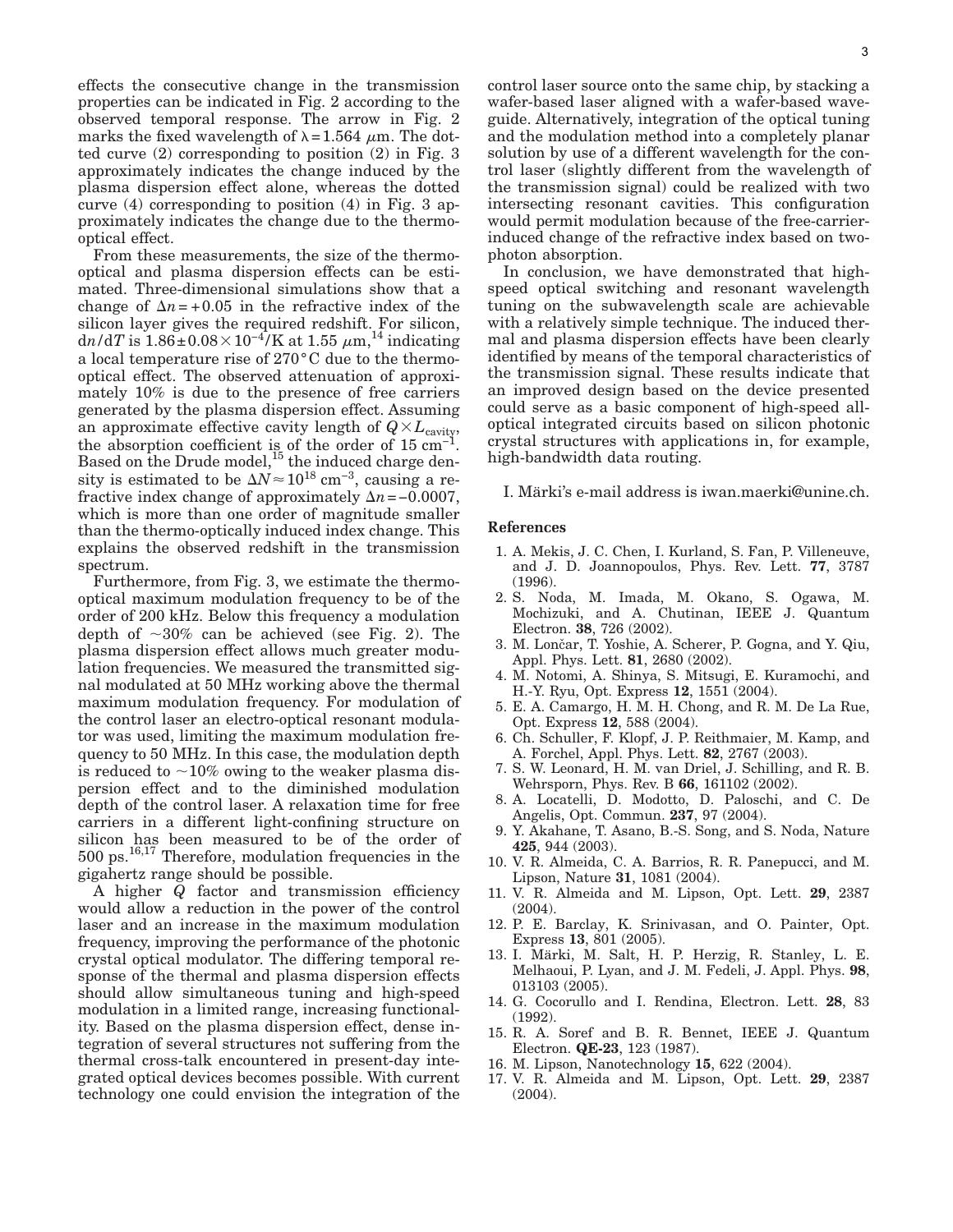effects the consecutive change in the transmission properties can be indicated in Fig. 2 according to the observed temporal response. The arrow in Fig. 2 marks the fixed wavelength of $\lambda = 1.564\ \mu$m. The dotted curve (2) corresponding to position (2) in Fig. 3 approximately indicates the change induced by the plasma dispersion effect alone, whereas the dotted curve (4) corresponding to position (4) in Fig. 3 approximately indicates the change due to the thermo-optical effect.

From these measurements, the size of the thermo-optical and plasma dispersion effects can be estimated. Three-dimensional simulations show that a change of $\Delta n = +0.05$ in the refractive index of the silicon layer gives the required redshift. For silicon, $dn/dT$ is $1.86 \pm 0.08 \times 10^{-4}$/K at 1.55 $\mu$m,[14] indicating a local temperature rise of 270°C due to the thermo-optical effect. The observed attenuation of approximately 10% is due to the presence of free carriers generated by the plasma dispersion effect. Assuming an approximate effective cavity length of $Q \times L_{\mathrm{cavity}}$, the absorption coefficient is of the order of 15 $\mathrm{cm}^{-1}$. Based on the Drude model,[15] the induced charge density is estimated to be $\Delta N \approx 10^{18}\ \mathrm{cm}^{-3}$, causing a refractive index change of approximately $\Delta n = -0.0007$, which is more than one order of magnitude smaller than the thermo-optically induced index change. This explains the observed redshift in the transmission spectrum.

Furthermore, from Fig. 3, we estimate the thermo-optical maximum modulation frequency to be of the order of 200 kHz. Below this frequency a modulation depth of $\sim$30% can be achieved (see Fig. 2). The plasma dispersion effect allows much greater modulation frequencies. We measured the transmitted signal modulated at 50 MHz working above the thermal maximum modulation frequency. For modulation of the control laser an electro-optical resonant modulator was used, limiting the maximum modulation frequency to 50 MHz. In this case, the modulation depth is reduced to $\sim$10% owing to the weaker plasma dispersion effect and to the diminished modulation depth of the control laser. A relaxation time for free carriers in a different light-confining structure on silicon has been measured to be of the order of 500 ps.[16,17] Therefore, modulation frequencies in the gigahertz range should be possible.

A higher $Q$ factor and transmission efficiency would allow a reduction in the power of the control laser and an increase in the maximum modulation frequency, improving the performance of the photonic crystal optical modulator. The differing temporal response of the thermal and plasma dispersion effects should allow simultaneous tuning and high-speed modulation in a limited range, increasing functionality. Based on the plasma dispersion effect, dense integration of several structures not suffering from the thermal cross-talk encountered in present-day integrated optical devices becomes possible. With current technology one could envision the integration of the control laser source onto the same chip, by stacking a wafer-based laser aligned with a wafer-based waveguide. Alternatively, integration of the optical tuning and the modulation method into a completely planar solution by use of a different wavelength for the control laser (slightly different from the wavelength of the transmission signal) could be realized with two intersecting resonant cavities. This configuration would permit modulation because of the free-carrier-induced change of the refractive index based on two-photon absorption.

In conclusion, we have demonstrated that high-speed optical switching and resonant wavelength tuning on the subwavelength scale are achievable with a relatively simple technique. The induced thermal and plasma dispersion effects have been clearly identified by means of the temporal characteristics of the transmission signal. These results indicate that an improved design based on the device presented could serve as a basic component of high-speed all-optical integrated circuits based on silicon photonic crystal structures with applications in, for example, high-bandwidth data routing.

I. Märki's e-mail address is iwan.maerki@unine.ch.

## References

1. A. Mekis, J. C. Chen, I. Kurland, S. Fan, P. Villeneuve, and J. D. Joannopoulos, Phys. Rev. Lett. **77**, 3787 (1996).
2. S. Noda, M. Imada, M. Okano, S. Ogawa, M. Mochizuki, and A. Chutinan, IEEE J. Quantum Electron. **38**, 726 (2002).
3. M. Lončar, T. Yoshie, A. Scherer, P. Gogna, and Y. Qiu, Appl. Phys. Lett. **81**, 2680 (2002).
4. M. Notomi, A. Shinya, S. Mitsugi, E. Kuramochi, and H.-Y. Ryu, Opt. Express **12**, 1551 (2004).
5. E. A. Camargo, H. M. H. Chong, and R. M. De La Rue, Opt. Express **12**, 588 (2004).
6. Ch. Schuller, F. Klopf, J. P. Reithmaier, M. Kamp, and A. Forchel, Appl. Phys. Lett. **82**, 2767 (2003).
7. S. W. Leonard, H. M. van Driel, J. Schilling, and R. B. Wehrspohn, Phys. Rev. B **66**, 161102 (2002).
8. A. Locatelli, D. Modotto, D. Paloschi, and C. De Angelis, Opt. Commun. **237**, 97 (2004).
9. Y. Akahane, T. Asano, B.-S. Song, and S. Noda, Nature **425**, 944 (2003).
10. V. R. Almeida, C. A. Barrios, R. R. Panepucci, and M. Lipson, Nature **31**, 1081 (2004).
11. V. R. Almeida and M. Lipson, Opt. Lett. **29**, 2387 (2004).
12. P. E. Barclay, K. Srinivasan, and O. Painter, Opt. Express **13**, 801 (2005).
13. I. Märki, M. Salt, H. P. Herzig, R. Stanley, L. E. Melhaoui, P. Lyan, and J. M. Fedeli, J. Appl. Phys. **98**, 013103 (2005).
14. G. Cocorullo and I. Rendina, Electron. Lett. **28**, 83 (1992).
15. R. A. Soref and B. R. Bennet, IEEE J. Quantum Electron. **QE-23**, 123 (1987).
16. M. Lipson, Nanotechnology **15**, 622 (2004).
17. V. R. Almeida and M. Lipson, Opt. Lett. **29**, 2387 (2004).